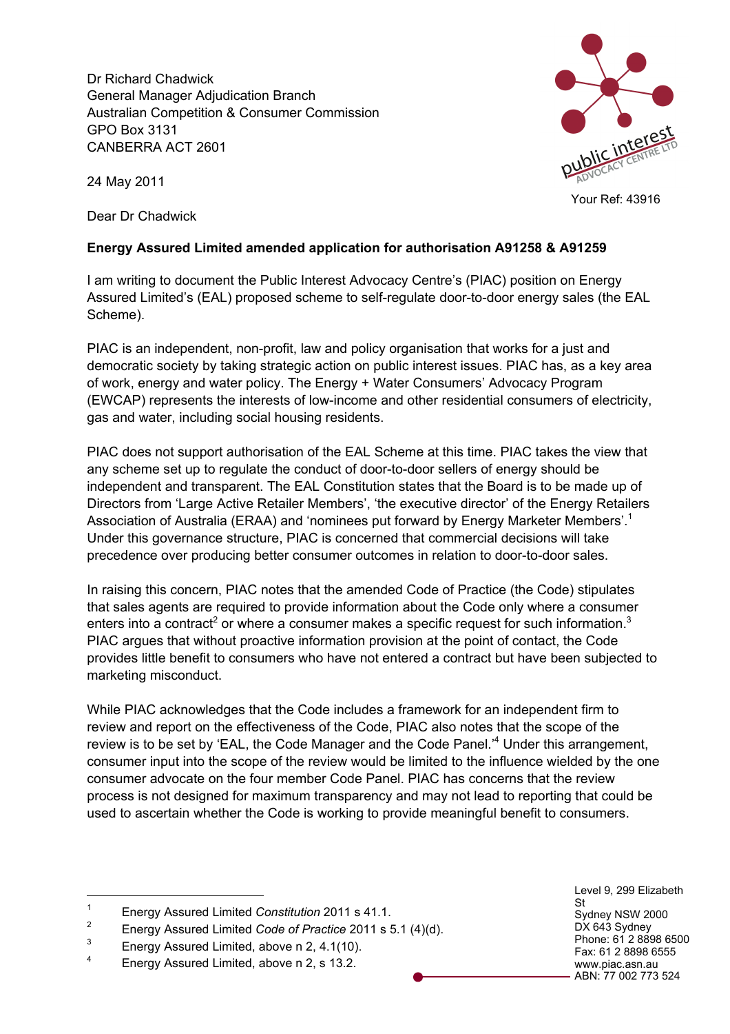Dr Richard Chadwick
General Manager Adjudication Branch
Australian Competition & Consumer Commission
GPO Box 3131
CANBERRA ACT 2601

24 May 2011

Your Ref: 43916

Dear Dr Chadwick

**Energy Assured Limited amended application for authorisation A91258 & A91259**

I am writing to document the Public Interest Advocacy Centre's (PIAC) position on Energy Assured Limited's (EAL) proposed scheme to self-regulate door-to-door energy sales (the EAL Scheme).

PIAC is an independent, non-profit, law and policy organisation that works for a just and democratic society by taking strategic action on public interest issues. PIAC has, as a key area of work, energy and water policy. The Energy + Water Consumers' Advocacy Program (EWCAP) represents the interests of low-income and other residential consumers of electricity, gas and water, including social housing residents.

PIAC does not support authorisation of the EAL Scheme at this time. PIAC takes the view that any scheme set up to regulate the conduct of door-to-door sellers of energy should be independent and transparent. The EAL Constitution states that the Board is to be made up of Directors from 'Large Active Retailer Members', 'the executive director' of the Energy Retailers Association of Australia (ERAA) and 'nominees put forward by Energy Marketer Members'.[1] Under this governance structure, PIAC is concerned that commercial decisions will take precedence over producing better consumer outcomes in relation to door-to-door sales.

In raising this concern, PIAC notes that the amended Code of Practice (the Code) stipulates that sales agents are required to provide information about the Code only where a consumer enters into a contract[2] or where a consumer makes a specific request for such information.[3] PIAC argues that without proactive information provision at the point of contact, the Code provides little benefit to consumers who have not entered a contract but have been subjected to marketing misconduct.

While PIAC acknowledges that the Code includes a framework for an independent firm to review and report on the effectiveness of the Code, PIAC also notes that the scope of the review is to be set by 'EAL, the Code Manager and the Code Panel.'[4] Under this arrangement, consumer input into the scope of the review would be limited to the influence wielded by the one consumer advocate on the four member Code Panel. PIAC has concerns that the review process is not designed for maximum transparency and may not lead to reporting that could be used to ascertain whether the Code is working to provide meaningful benefit to consumers.

---

1. Energy Assured Limited *Constitution* 2011 s 41.1.
2. Energy Assured Limited *Code of Practice* 2011 s 5.1 (4)(d).
3. Energy Assured Limited, above n 2, 4.1(10).
4. Energy Assured Limited, above n 2, s 13.2.

Level 9, 299 Elizabeth St
Sydney NSW 2000
DX 643 Sydney
Phone: 61 2 8898 6500
Fax: 61 2 8898 6555
www.piac.asn.au
ABN: 77 002 773 524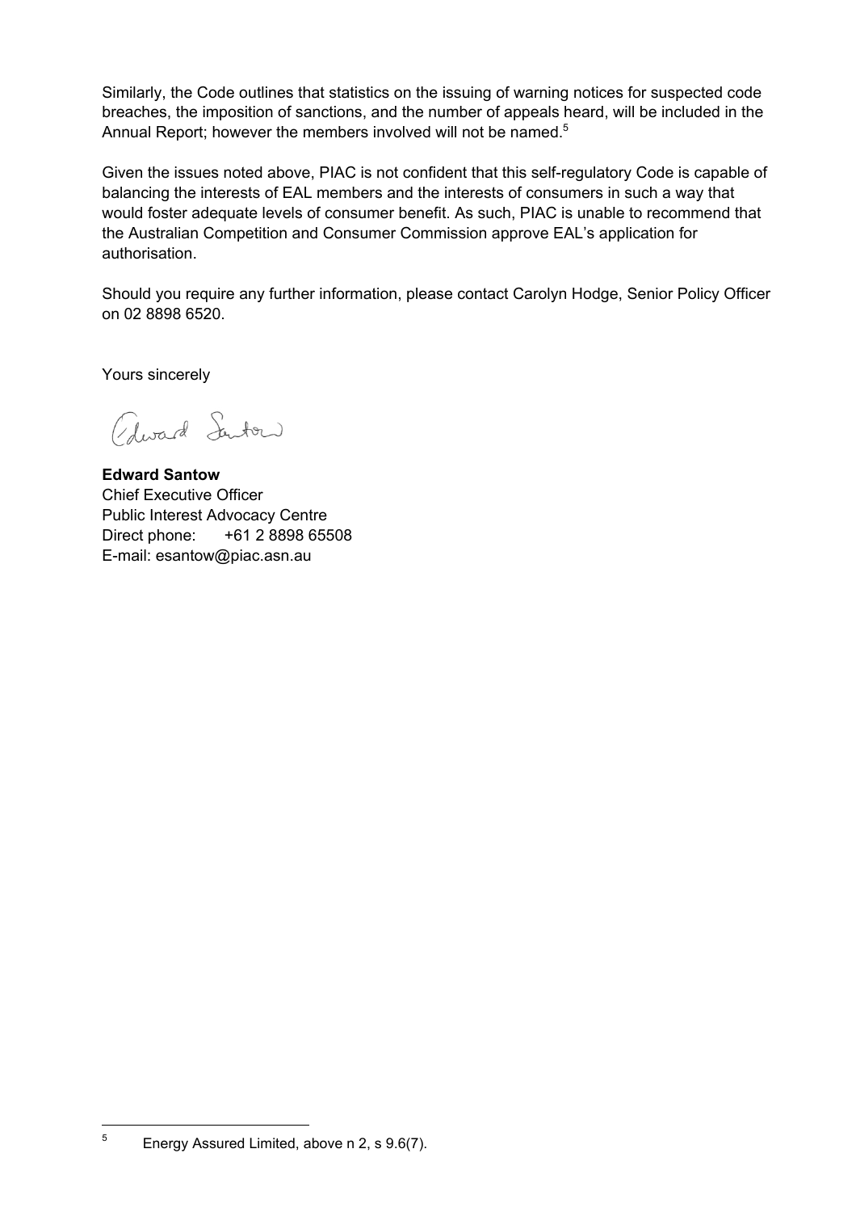Similarly, the Code outlines that statistics on the issuing of warning notices for suspected code breaches, the imposition of sanctions, and the number of appeals heard, will be included in the Annual Report; however the members involved will not be named.[5]

Given the issues noted above, PIAC is not confident that this self-regulatory Code is capable of balancing the interests of EAL members and the interests of consumers in such a way that would foster adequate levels of consumer benefit. As such, PIAC is unable to recommend that the Australian Competition and Consumer Commission approve EAL's application for authorisation.

Should you require any further information, please contact Carolyn Hodge, Senior Policy Officer on 02 8898 6520.

Yours sincerely

**Edward Santow**
Chief Executive Officer
Public Interest Advocacy Centre
Direct phone: +61 2 8898 65508
E-mail: esantow@piac.asn.au

[5] Energy Assured Limited, above n 2, s 9.6(7).